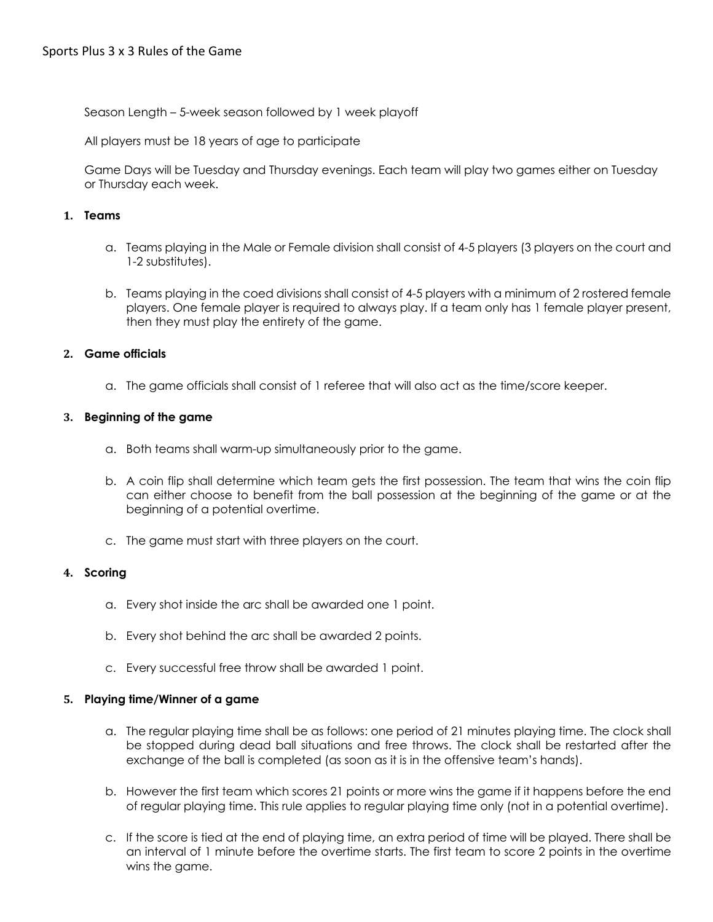# Sports Plus 3 x 3 Rules of the Game

Season Length – 5-week season followed by 1 week playoff

All players must be 18 years of age to participate

Game Days will be Tuesday and Thursday evenings. Each team will play two games either on Tuesday or Thursday each week.

## 1. Teams

a. Teams playing in the Male or Female division shall consist of 4-5 players (3 players on the court and 1-2 substitutes).

b. Teams playing in the coed divisions shall consist of 4-5 players with a minimum of 2 rostered female players. One female player is required to always play. If a team only has 1 female player present, then they must play the entirety of the game.

## 2. Game officials

a. The game officials shall consist of 1 referee that will also act as the time/score keeper.

## 3. Beginning of the game

a. Both teams shall warm-up simultaneously prior to the game.

b. A coin flip shall determine which team gets the first possession. The team that wins the coin flip can either choose to benefit from the ball possession at the beginning of the game or at the beginning of a potential overtime.

c. The game must start with three players on the court.

## 4. Scoring

a. Every shot inside the arc shall be awarded one 1 point.

b. Every shot behind the arc shall be awarded 2 points.

c. Every successful free throw shall be awarded 1 point.

## 5. Playing time/Winner of a game

a. The regular playing time shall be as follows: one period of 21 minutes playing time. The clock shall be stopped during dead ball situations and free throws. The clock shall be restarted after the exchange of the ball is completed (as soon as it is in the offensive team's hands).

b. However the first team which scores 21 points or more wins the game if it happens before the end of regular playing time. This rule applies to regular playing time only (not in a potential overtime).

c. If the score is tied at the end of playing time, an extra period of time will be played. There shall be an interval of 1 minute before the overtime starts. The first team to score 2 points in the overtime wins the game.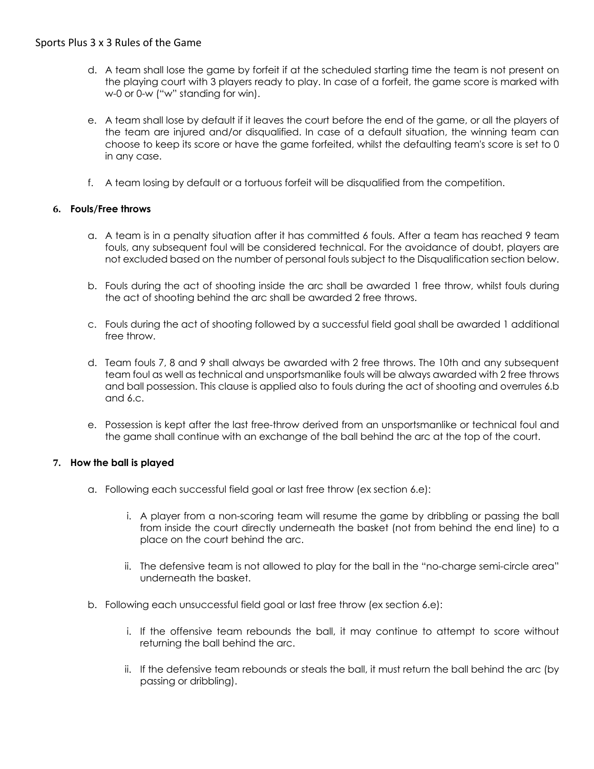d. A team shall lose the game by forfeit if at the scheduled starting time the team is not present on the playing court with 3 players ready to play. In case of a forfeit, the game score is marked with w-0 or 0-w ("w" standing for win).

e. A team shall lose by default if it leaves the court before the end of the game, or all the players of the team are injured and/or disqualified. In case of a default situation, the winning team can choose to keep its score or have the game forfeited, whilst the defaulting team's score is set to 0 in any case.

f. A team losing by default or a tortuous forfeit will be disqualified from the competition.

## 6. Fouls/Free throws

a. A team is in a penalty situation after it has committed 6 fouls. After a team has reached 9 team fouls, any subsequent foul will be considered technical. For the avoidance of doubt, players are not excluded based on the number of personal fouls subject to the Disqualification section below.

b. Fouls during the act of shooting inside the arc shall be awarded 1 free throw, whilst fouls during the act of shooting behind the arc shall be awarded 2 free throws.

c. Fouls during the act of shooting followed by a successful field goal shall be awarded 1 additional free throw.

d. Team fouls 7, 8 and 9 shall always be awarded with 2 free throws. The 10th and any subsequent team foul as well as technical and unsportsmanlike fouls will be always awarded with 2 free throws and ball possession. This clause is applied also to fouls during the act of shooting and overrules 6.b and 6.c.

e. Possession is kept after the last free-throw derived from an unsportsmanlike or technical foul and the game shall continue with an exchange of the ball behind the arc at the top of the court.

## 7. How the ball is played

a. Following each successful field goal or last free throw (ex section 6.e):

   i. A player from a non-scoring team will resume the game by dribbling or passing the ball from inside the court directly underneath the basket (not from behind the end line) to a place on the court behind the arc.

   ii. The defensive team is not allowed to play for the ball in the "no-charge semi-circle area" underneath the basket.

b. Following each unsuccessful field goal or last free throw (ex section 6.e):

   i. If the offensive team rebounds the ball, it may continue to attempt to score without returning the ball behind the arc.

   ii. If the defensive team rebounds or steals the ball, it must return the ball behind the arc (by passing or dribbling).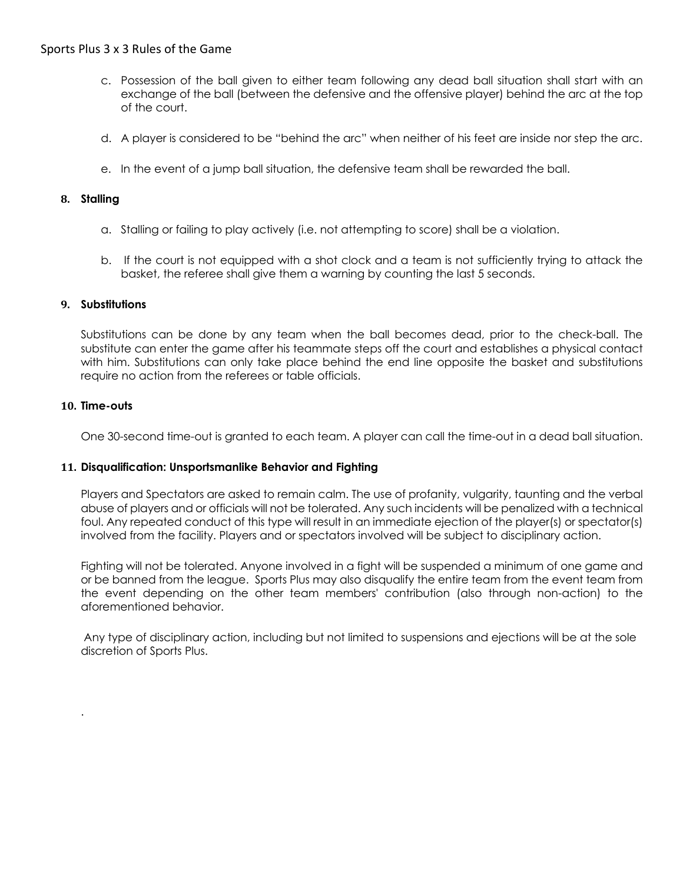c. Possession of the ball given to either team following any dead ball situation shall start with an exchange of the ball (between the defensive and the offensive player) behind the arc at the top of the court.

d. A player is considered to be "behind the arc" when neither of his feet are inside nor step the arc.

e. In the event of a jump ball situation, the defensive team shall be rewarded the ball.

### 8. Stalling

a. Stalling or failing to play actively (i.e. not attempting to score) shall be a violation.

b. If the court is not equipped with a shot clock and a team is not sufficiently trying to attack the basket, the referee shall give them a warning by counting the last 5 seconds.

### 9. Substitutions

Substitutions can be done by any team when the ball becomes dead, prior to the check-ball. The substitute can enter the game after his teammate steps off the court and establishes a physical contact with him. Substitutions can only take place behind the end line opposite the basket and substitutions require no action from the referees or table officials.

### 10. Time-outs

One 30-second time-out is granted to each team. A player can call the time-out in a dead ball situation.

### 11. Disqualification: Unsportsmanlike Behavior and Fighting

Players and Spectators are asked to remain calm. The use of profanity, vulgarity, taunting and the verbal abuse of players and or officials will not be tolerated. Any such incidents will be penalized with a technical foul. Any repeated conduct of this type will result in an immediate ejection of the player(s) or spectator(s) involved from the facility. Players and or spectators involved will be subject to disciplinary action.

Fighting will not be tolerated. Anyone involved in a fight will be suspended a minimum of one game and or be banned from the league. Sports Plus may also disqualify the entire team from the event team from the event depending on the other team members' contribution (also through non-action) to the aforementioned behavior.

Any type of disciplinary action, including but not limited to suspensions and ejections will be at the sole discretion of Sports Plus.

.